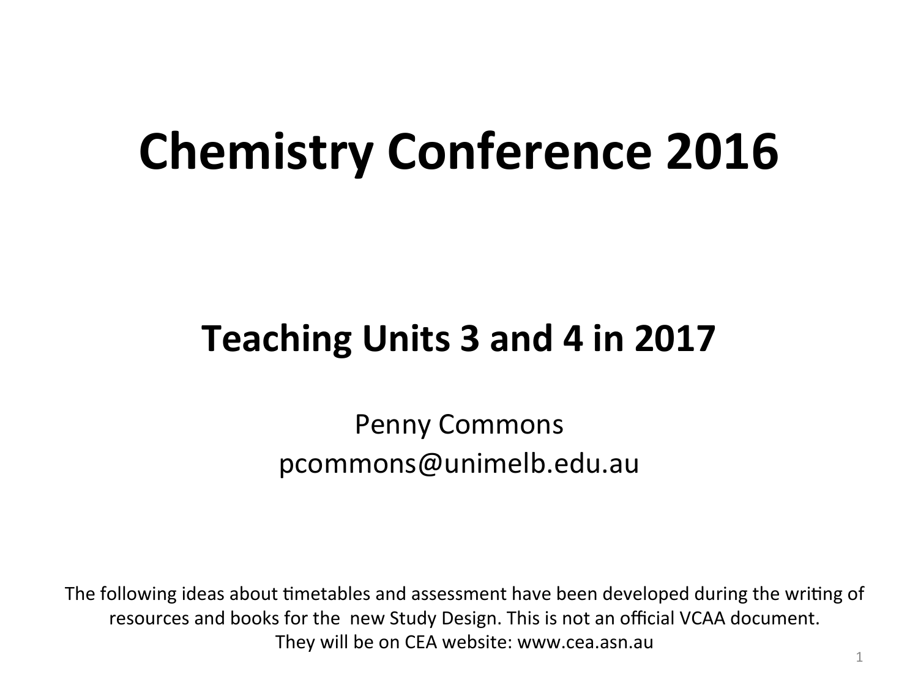# Chemistry Conference 2016

## Teaching Units 3 and 4 in 2017

Penny Commons
pcommons@unimelb.edu.au

The following ideas about timetables and assessment have been developed during the writing of resources and books for the new Study Design. This is not an official VCAA document.
They will be on CEA website: www.cea.asn.au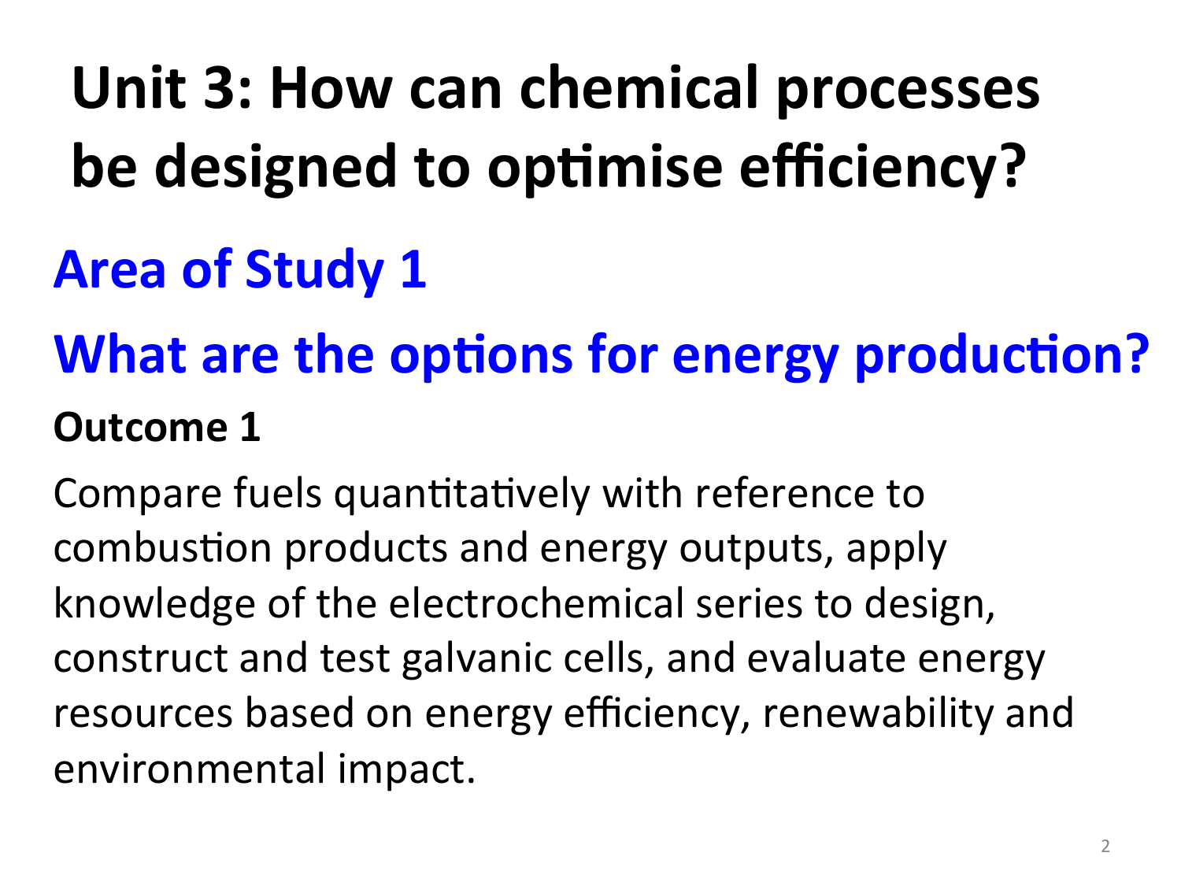# Unit 3: How can chemical processes be designed to optimise efficiency?

## Area of Study 1

## What are the options for energy production?

### Outcome 1

Compare fuels quantitatively with reference to combustion products and energy outputs, apply knowledge of the electrochemical series to design, construct and test galvanic cells, and evaluate energy resources based on energy efficiency, renewability and environmental impact.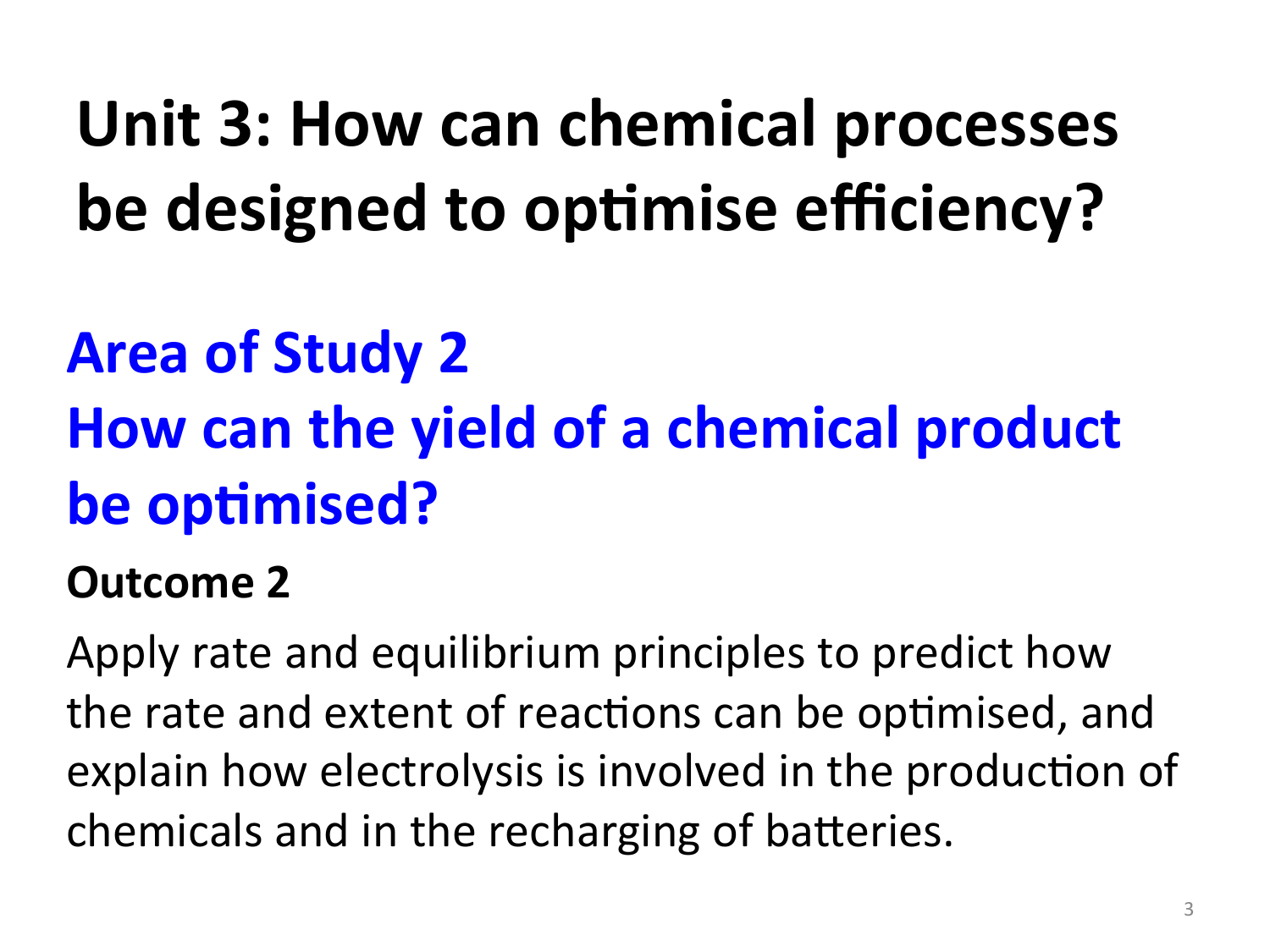# Unit 3: How can chemical processes be designed to optimise efficiency?

## Area of Study 2
## How can the yield of a chemical product be optimised?

**Outcome 2**

Apply rate and equilibrium principles to predict how the rate and extent of reactions can be optimised, and explain how electrolysis is involved in the production of chemicals and in the recharging of batteries.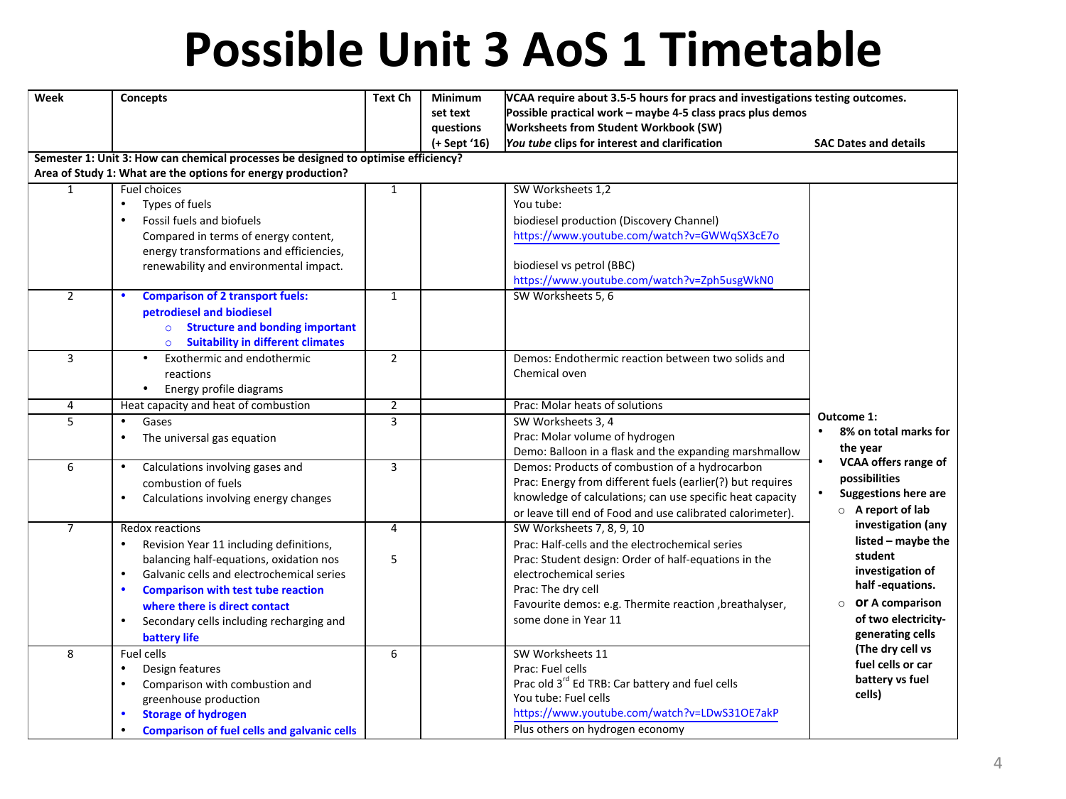# Possible Unit 3 AoS 1 Timetable

| Week | Concepts | Text Ch | Minimum set text questions (+ Sept '16) | VCAA require about 3.5-5 hours for pracs and investigations testing outcomes. Possible practical work – maybe 4-5 class pracs plus demos Worksheets from Student Workbook (SW) *You tube* clips for interest and clarification | SAC Dates and details |
|---|---|---|---|---|---|
| **Semester 1: Unit 3: How can chemical processes be designed to optimise efficiency? Area of Study 1: What are the options for energy production?** | | | | | |
| 1 | Fuel choices<br>• Types of fuels<br>• Fossil fuels and biofuels<br>Compared in terms of energy content, energy transformations and efficiencies, renewability and environmental impact. | 1 | | SW Worksheets 1,2<br>You tube:<br>biodiesel production (Discovery Channel)<br>https://www.youtube.com/watch?v=GWWqSX3cE7o<br><br>biodiesel vs petrol (BBC)<br>https://www.youtube.com/watch?v=Zph5usgWkN0 | |
| 2 | • **Comparison of 2 transport fuels: petrodiesel and biodiesel**<br>○ **Structure and bonding important**<br>○ **Suitability in different climates** | 1 | | SW Worksheets 5, 6 | |
| 3 | • Exothermic and endothermic reactions<br>• Energy profile diagrams | 2 | | Demos: Endothermic reaction between two solids and Chemical oven | |
| 4 | Heat capacity and heat of combustion | 2 | | Prac: Molar heats of solutions | **Outcome 1:**<br>• **8% on total marks for the year**<br>• **VCAA offers range of possibilities**<br>• **Suggestions here are**<br>○ **A report of lab investigation (any listed – maybe the student investigation of half -equations.**<br>○ **or A comparison of two electricity-generating cells (The dry cell vs fuel cells or car battery vs fuel cells)** |
| 5 | • Gases<br>• The universal gas equation | 3 | | SW Worksheets 3, 4<br>Prac: Molar volume of hydrogen<br>Demo: Balloon in a flask and the expanding marshmallow | |
| 6 | • Calculations involving gases and combustion of fuels<br>• Calculations involving energy changes | 3 | | Demos: Products of combustion of a hydrocarbon<br>Prac: Energy from different fuels (earlier(?) but requires knowledge of calculations; can use specific heat capacity or leave till end of Food and use calibrated calorimeter). | |
| 7 | Redox reactions<br>• Revision Year 11 including definitions, balancing half-equations, oxidation nos<br>• Galvanic cells and electrochemical series<br>• **Comparison with test tube reaction where there is direct contact**<br>• Secondary cells including recharging and **battery life** | 4<br><br>5 | | SW Worksheets 7, 8, 9, 10<br>Prac: Half-cells and the electrochemical series<br>Prac: Student design: Order of half-equations in the electrochemical series<br>Prac: The dry cell<br>Favourite demos: e.g. Thermite reaction ,breathalyser, some done in Year 11 | |
| 8 | Fuel cells<br>• Design features<br>• Comparison with combustion and greenhouse production<br>• **Storage of hydrogen**<br>• **Comparison of fuel cells and galvanic cells** | 6 | | SW Worksheets 11<br>Prac: Fuel cells<br>Prac old 3rd Ed TRB: Car battery and fuel cells<br>You tube: Fuel cells<br>https://www.youtube.com/watch?v=LDwS31OE7akP<br>Plus others on hydrogen economy | |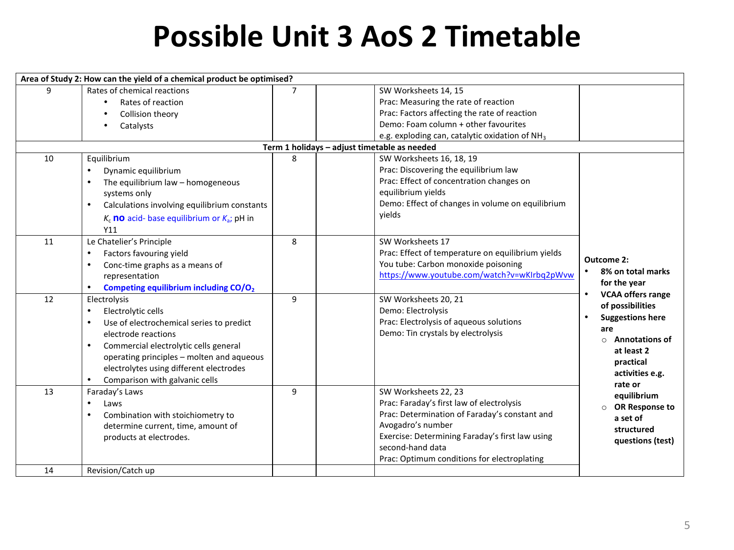# Possible Unit 3 AoS 2 Timetable

| Area of Study 2: How can the yield of a chemical product be optimised? | | | | | |
|---|---|---|---|---|---|
| 9 | Rates of chemical reactions<br>• Rates of reaction<br>• Collision theory<br>• Catalysts | 7 | | SW Worksheets 14, 15<br>Prac: Measuring the rate of reaction<br>Prac: Factors affecting the rate of reaction<br>Demo: Foam column + other favourites<br>e.g. exploding can, catalytic oxidation of $NH_3$ | |
| **Term 1 holidays – adjust timetable as needed** | | | | | |
| 10 | Equilibrium<br>• Dynamic equilibrium<br>• The equilibrium law – homogeneous systems only<br>• Calculations involving equilibrium constants $K_c$ **no** acid- base equilibrium or $K_a$; pH in Y11 | 8 | | SW Worksheets 16, 18, 19<br>Prac: Discovering the equilibrium law<br>Prac: Effect of concentration changes on equilibrium yields<br>Demo: Effect of changes in volume on equilibrium yields | **Outcome 2:**<br>• **8% on total marks for the year**<br>• **VCAA offers range of possibilities**<br>• **Suggestions here are**<br>○ **Annotations of at least 2 practical activities e.g. rate or equilibrium**<br>○ **OR Response to a set of structured questions (test)** |
| 11 | Le Chatelier's Principle<br>• Factors favouring yield<br>• Conc-time graphs as a means of representation<br>• **Competing equilibrium including $CO/O_2$** | 8 | | SW Worksheets 17<br>Prac: Effect of temperature on equilibrium yields<br>You tube: Carbon monoxide poisoning<br>https://www.youtube.com/watch?v=wKIrbq2pWvw | |
| 12 | Electrolysis<br>• Electrolytic cells<br>• Use of electrochemical series to predict electrode reactions<br>• Commercial electrolytic cells general operating principles – molten and aqueous electrolytes using different electrodes<br>• Comparison with galvanic cells | 9 | | SW Worksheets 20, 21<br>Demo: Electrolysis<br>Prac: Electrolysis of aqueous solutions<br>Demo: Tin crystals by electrolysis | |
| 13 | Faraday's Laws<br>• Laws<br>• Combination with stoichiometry to determine current, time, amount of products at electrodes. | 9 | | SW Worksheets 22, 23<br>Prac: Faraday's first law of electrolysis<br>Prac: Determination of Faraday's constant and Avogadro's number<br>Exercise: Determining Faraday's first law using second-hand data<br>Prac: Optimum conditions for electroplating | |
| 14 | Revision/Catch up | | | | |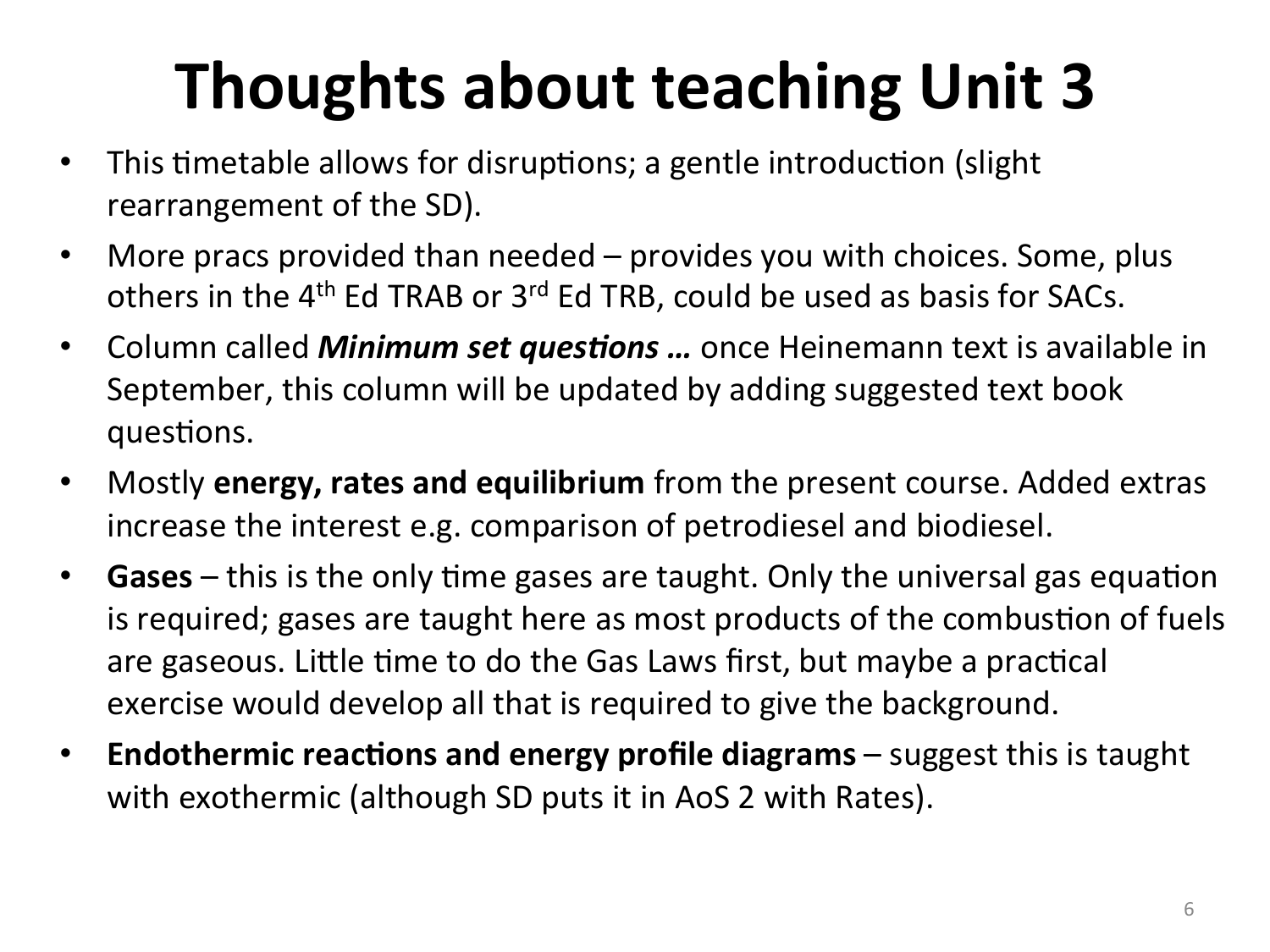# Thoughts about teaching Unit 3

- This timetable allows for disruptions; a gentle introduction (slight rearrangement of the SD).
- More pracs provided than needed – provides you with choices. Some, plus others in the 4th Ed TRAB or 3rd Ed TRB, could be used as basis for SACs.
- Column called ***Minimum set questions …*** once Heinemann text is available in September, this column will be updated by adding suggested text book questions.
- Mostly **energy, rates and equilibrium** from the present course. Added extras increase the interest e.g. comparison of petrodiesel and biodiesel.
- **Gases** – this is the only time gases are taught. Only the universal gas equation is required; gases are taught here as most products of the combustion of fuels are gaseous. Little time to do the Gas Laws first, but maybe a practical exercise would develop all that is required to give the background.
- **Endothermic reactions and energy profile diagrams** – suggest this is taught with exothermic (although SD puts it in AoS 2 with Rates).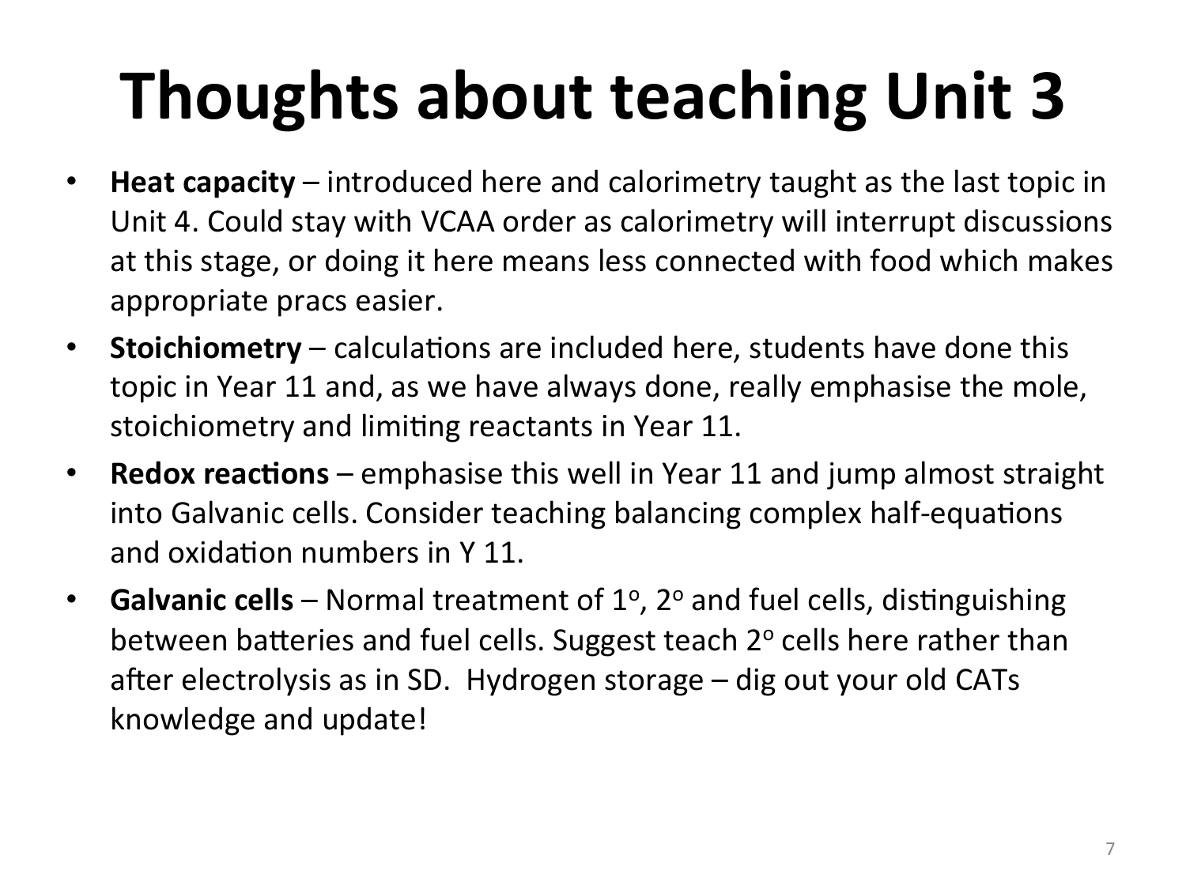# Thoughts about teaching Unit 3

- **Heat capacity** – introduced here and calorimetry taught as the last topic in Unit 4. Could stay with VCAA order as calorimetry will interrupt discussions at this stage, or doing it here means less connected with food which makes appropriate pracs easier.
- **Stoichiometry** – calculations are included here, students have done this topic in Year 11 and, as we have always done, really emphasise the mole, stoichiometry and limiting reactants in Year 11.
- **Redox reactions** – emphasise this well in Year 11 and jump almost straight into Galvanic cells. Consider teaching balancing complex half-equations and oxidation numbers in Y 11.
- **Galvanic cells** – Normal treatment of $1^o$, $2^o$ and fuel cells, distinguishing between batteries and fuel cells. Suggest teach $2^o$ cells here rather than after electrolysis as in SD. Hydrogen storage – dig out your old CATs knowledge and update!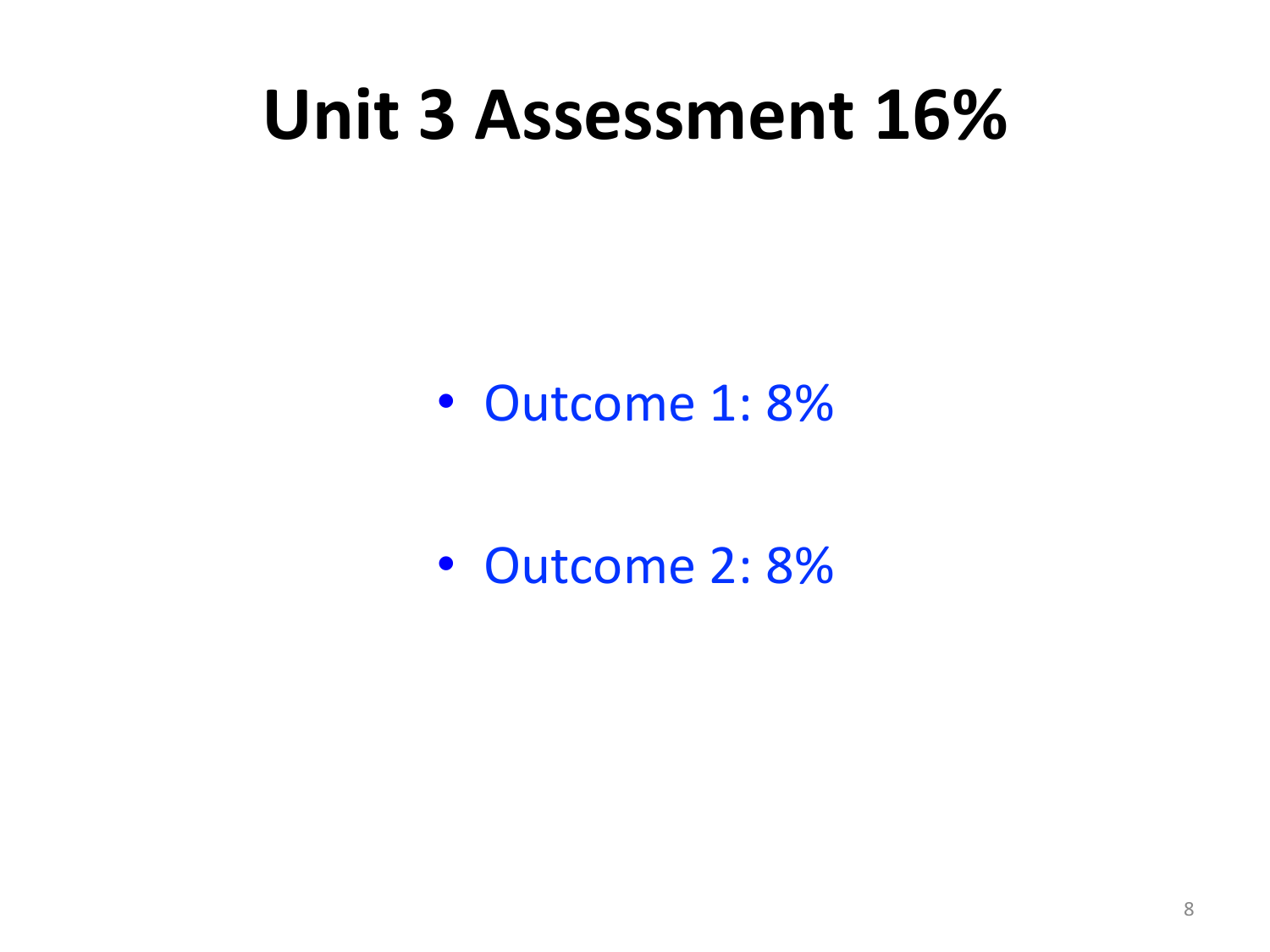# Unit 3 Assessment 16%

- Outcome 1: 8%

- Outcome 2: 8%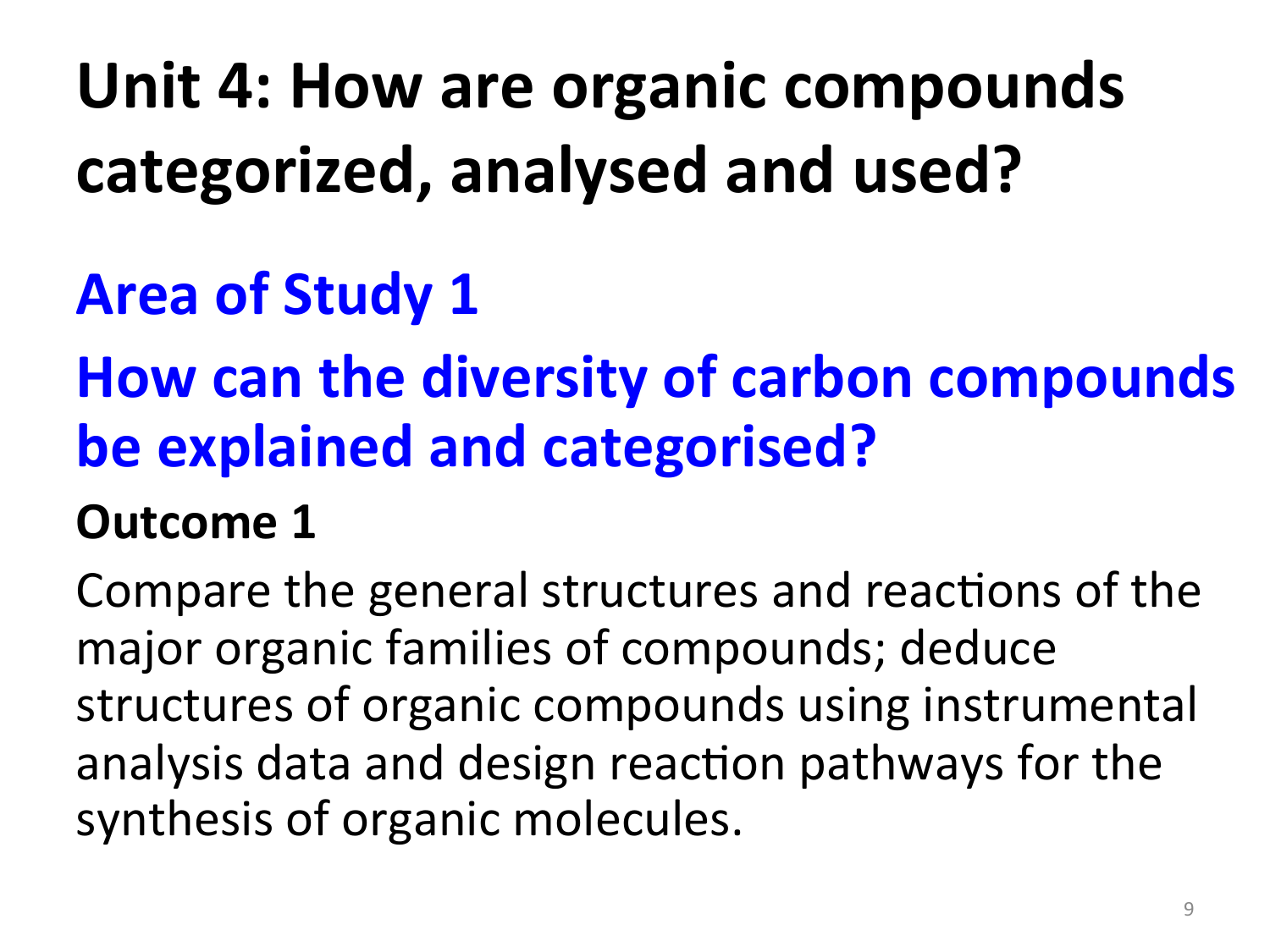# Unit 4: How are organic compounds categorized, analysed and used?

## Area of Study 1

## How can the diversity of carbon compounds be explained and categorised?

### Outcome 1

Compare the general structures and reactions of the major organic families of compounds; deduce structures of organic compounds using instrumental analysis data and design reaction pathways for the synthesis of organic molecules.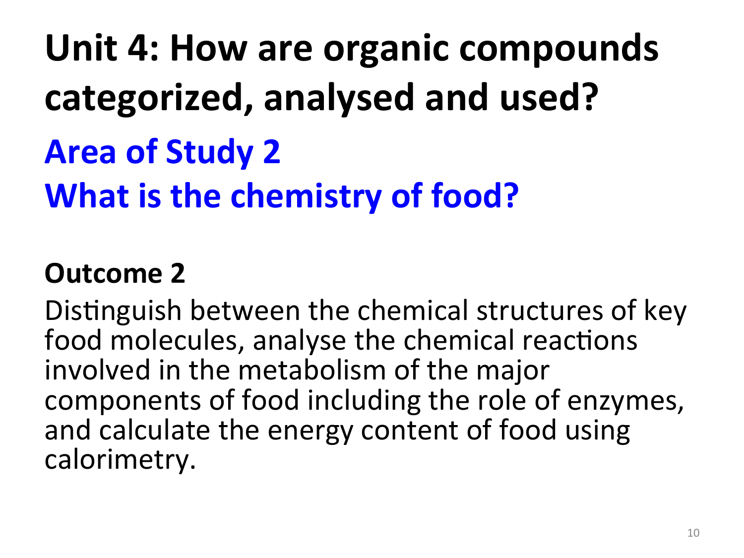# Unit 4: How are organic compounds categorized, analysed and used?

## Area of Study 2
## What is the chemistry of food?

**Outcome 2**

Distinguish between the chemical structures of key food molecules, analyse the chemical reactions involved in the metabolism of the major components of food including the role of enzymes, and calculate the energy content of food using calorimetry.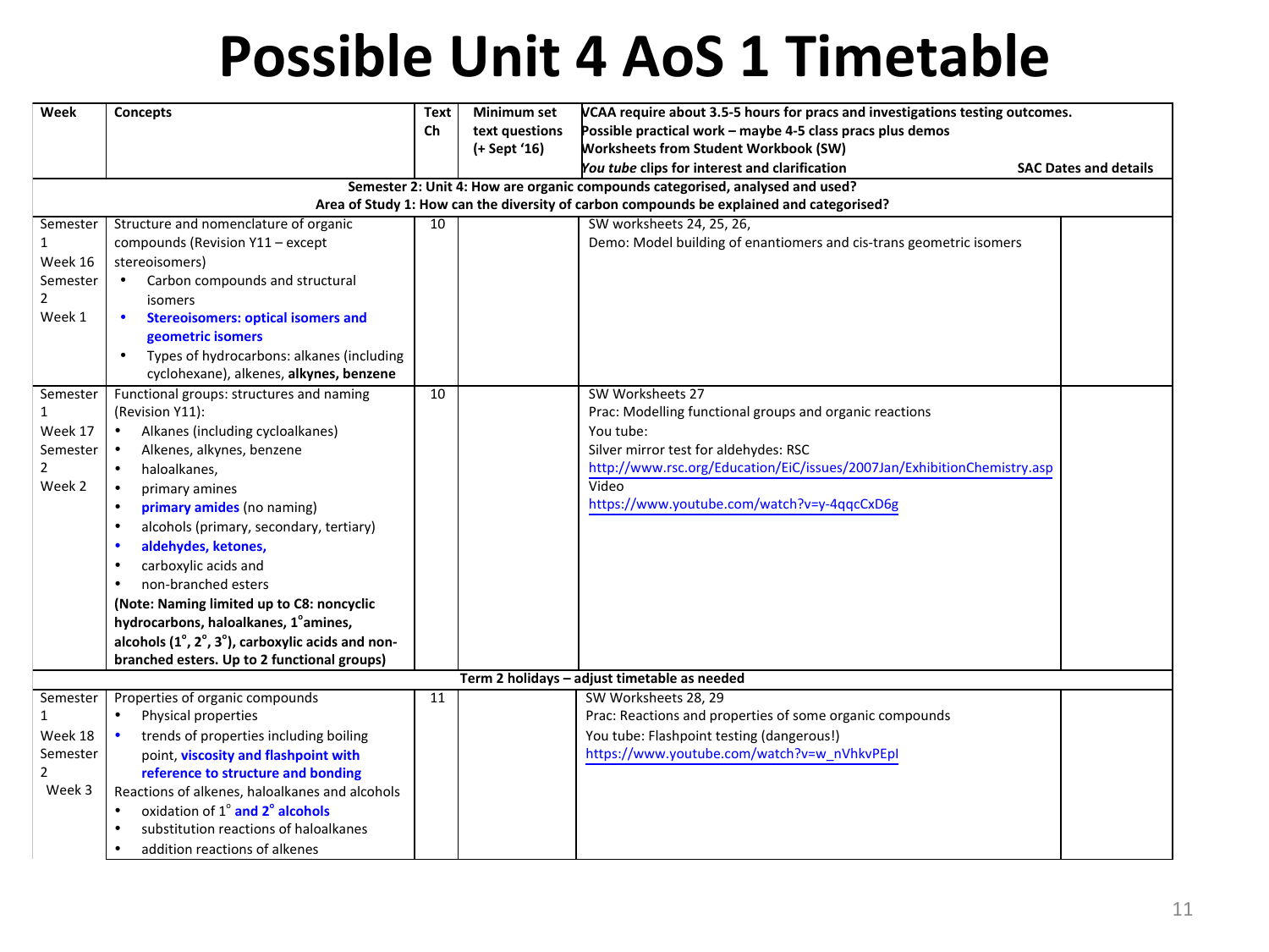# Possible Unit 4 AoS 1 Timetable

| Week | Concepts | Text Ch | Minimum set text questions (+ Sept '16) | VCAA require about 3.5-5 hours for pracs and investigations testing outcomes. Possible practical work – maybe 4-5 class pracs plus demos Worksheets from Student Workbook (SW) *You tube* clips for interest and clarification | SAC Dates and details |
|---|---|---|---|---|---|
| **Semester 2: Unit 4: How are organic compounds categorised, analysed and used?** | | | | | |
| **Area of Study 1: How can the diversity of carbon compounds be explained and categorised?** | | | | | |
| Semester 1 Week 16 Semester 2 Week 1 | Structure and nomenclature of organic compounds (Revision Y11 – except stereoisomers) <br>• Carbon compounds and structural isomers <br>• **Stereoisomers: optical isomers and geometric isomers** <br>• Types of hydrocarbons: alkanes (including cyclohexane), alkenes, **alkynes, benzene** | 10 | | SW worksheets 24, 25, 26, <br>Demo: Model building of enantiomers and cis-trans geometric isomers | |
| Semester 1 Week 17 Semester 2 Week 2 | Functional groups: structures and naming (Revision Y11): <br>• Alkanes (including cycloalkanes) <br>• Alkenes, alkynes, benzene <br>• haloalkanes, <br>• primary amines <br>• **primary amides** (no naming) <br>• alcohols (primary, secondary, tertiary) <br>• **aldehydes, ketones,** <br>• carboxylic acids and <br>• non-branched esters <br>**(Note: Naming limited up to C8: noncyclic hydrocarbons, haloalkanes, 1° amines, alcohols (1°, 2°, 3°), carboxylic acids and non-branched esters. Up to 2 functional groups)** | 10 | | SW Worksheets 27 <br>Prac: Modelling functional groups and organic reactions <br>You tube: <br>Silver mirror test for aldehydes: RSC <br>http://www.rsc.org/Education/EiC/issues/2007Jan/ExhibitionChemistry.asp <br>Video <br>https://www.youtube.com/watch?v=y-4qqcCxD6g | |
| **Term 2 holidays – adjust timetable as needed** | | | | | |
| Semester 1 Week 18 Semester 2 Week 3 | Properties of organic compounds <br>• Physical properties <br>• trends of properties including boiling point, **viscosity and flashpoint with reference to structure and bonding** <br>Reactions of alkenes, haloalkanes and alcohols <br>• oxidation of 1° **and 2° alcohols** <br>• substitution reactions of haloalkanes <br>• addition reactions of alkenes | 11 | | SW Worksheets 28, 29 <br>Prac: Reactions and properties of some organic compounds <br>You tube: Flashpoint testing (dangerous!) <br>https://www.youtube.com/watch?v=w_nVhkvPEpI | |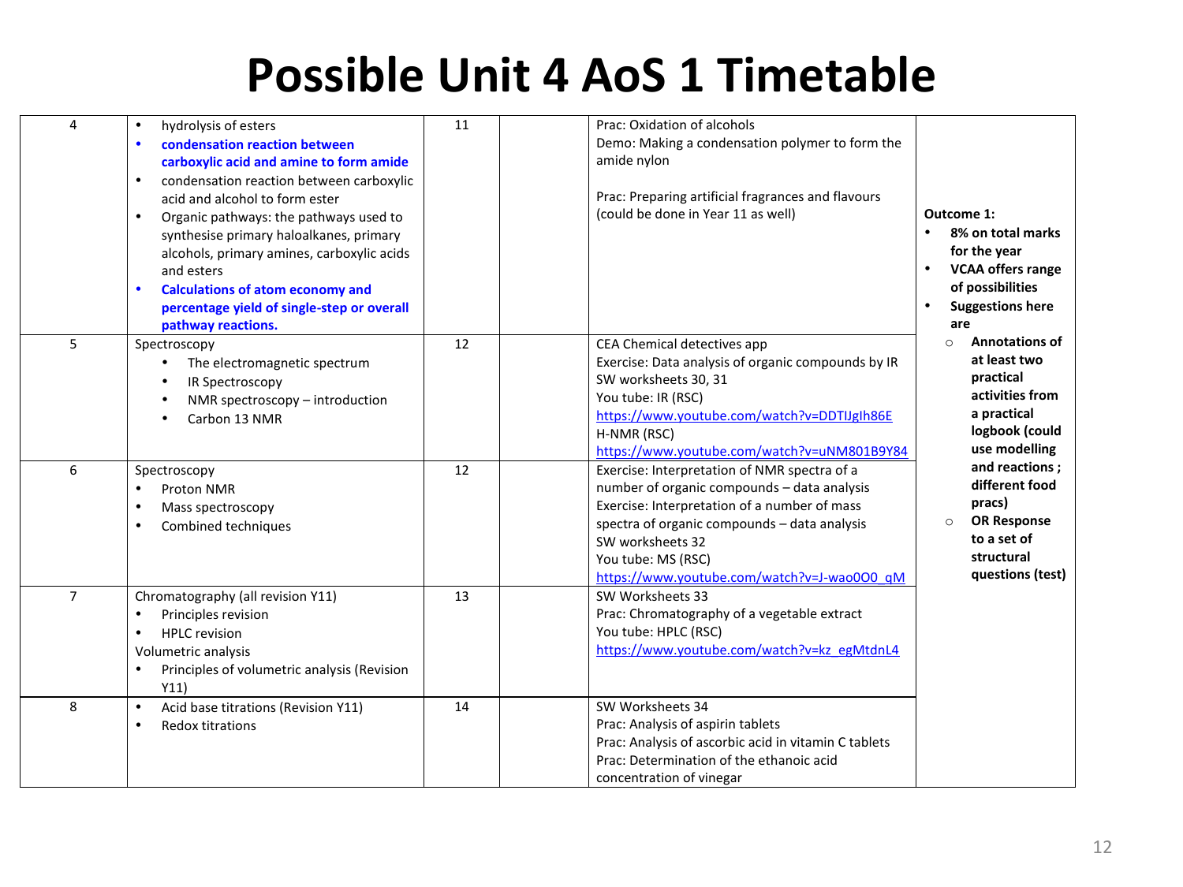# Possible Unit 4 AoS 1 Timetable

| | | | | | |
|---|---|---|---|---|---|
| 4 | • hydrolysis of esters<br>• **condensation reaction between carboxylic acid and amine to form amide**<br>• condensation reaction between carboxylic acid and alcohol to form ester<br>• Organic pathways: the pathways used to synthesise primary haloalkanes, primary alcohols, primary amines, carboxylic acids and esters<br>• **Calculations of atom economy and percentage yield of single-step or overall pathway reactions.** | 11 | | Prac: Oxidation of alcohols<br>Demo: Making a condensation polymer to form the amide nylon<br><br>Prac: Preparing artificial fragrances and flavours (could be done in Year 11 as well) | **Outcome 1:**<br>• **8% on total marks for the year**<br>• **VCAA offers range of possibilities**<br>• **Suggestions here are**<br>  ○ **Annotations of at least two practical activities from a practical logbook (could use modelling and reactions ; different food pracs)**<br>  ○ **OR Response to a set of structural questions (test)** |
| 5 | Spectroscopy<br>• The electromagnetic spectrum<br>• IR Spectroscopy<br>• NMR spectroscopy – introduction<br>• Carbon 13 NMR | 12 | | CEA Chemical detectives app<br>Exercise: Data analysis of organic compounds by IR<br>SW worksheets 30, 31<br>You tube: IR (RSC)<br>https://www.youtube.com/watch?v=DDTIJgIh86E<br>H-NMR (RSC)<br>https://www.youtube.com/watch?v=uNM801B9Y84 | |
| 6 | Spectroscopy<br>• Proton NMR<br>• Mass spectroscopy<br>• Combined techniques | 12 | | Exercise: Interpretation of NMR spectra of a number of organic compounds – data analysis<br>Exercise: Interpretation of a number of mass spectra of organic compounds – data analysis<br>SW worksheets 32<br>You tube: MS (RSC)<br>https://www.youtube.com/watch?v=J-wao0O0_qM | |
| 7 | Chromatography (all revision Y11)<br>• Principles revision<br>• HPLC revision<br>Volumetric analysis<br>• Principles of volumetric analysis (Revision Y11) | 13 | | SW Worksheets 33<br>Prac: Chromatography of a vegetable extract<br>You tube: HPLC (RSC)<br>https://www.youtube.com/watch?v=kz_egMtdnL4 | |
| 8 | • Acid base titrations (Revision Y11)<br>• Redox titrations | 14 | | SW Worksheets 34<br>Prac: Analysis of aspirin tablets<br>Prac: Analysis of ascorbic acid in vitamin C tablets<br>Prac: Determination of the ethanoic acid concentration of vinegar | |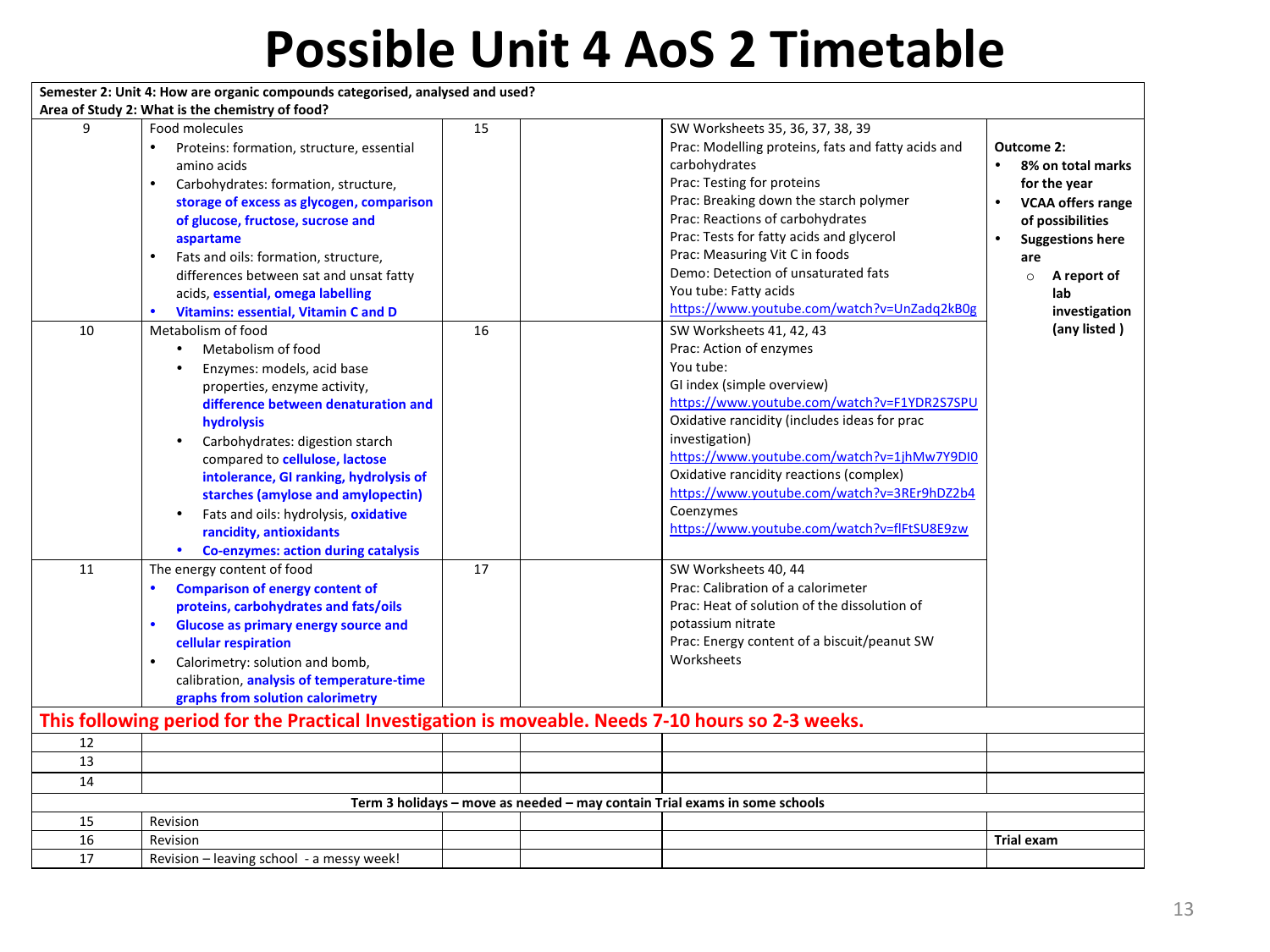# Possible Unit 4 AoS 2 Timetable

| Semester 2: Unit 4: How are organic compounds categorised, analysed and used?<br>Area of Study 2: What is the chemistry of food? | | | | | |
|---|---|---|---|---|---|
| 9 | Food molecules<br>• Proteins: formation, structure, essential amino acids<br>• Carbohydrates: formation, structure, **storage of excess as glycogen, comparison of glucose, fructose, sucrose and aspartame**<br>• Fats and oils: formation, structure, differences between sat and unsat fatty acids, **essential, omega labelling**<br>• **Vitamins: essential, Vitamin C and D** | 15 | | SW Worksheets 35, 36, 37, 38, 39<br>Prac: Modelling proteins, fats and fatty acids and carbohydrates<br>Prac: Testing for proteins<br>Prac: Breaking down the starch polymer<br>Prac: Reactions of carbohydrates<br>Prac: Tests for fatty acids and glycerol<br>Prac: Measuring Vit C in foods<br>Demo: Detection of unsaturated fats<br>You tube: Fatty acids<br>https://www.youtube.com/watch?v=UnZadq2kB0g | **Outcome 2:**<br>• **8% on total marks for the year**<br>• **VCAA offers range of possibilities**<br>• **Suggestions here are**<br>  ○ **A report of lab investigation (any listed )** |
| 10 | Metabolism of food<br>• Metabolism of food<br>• Enzymes: models, acid base properties, enzyme activity, **difference between denaturation and hydrolysis**<br>• Carbohydrates: digestion starch compared to **cellulose, lactose intolerance, GI ranking, hydrolysis of starches (amylose and amylopectin)**<br>• Fats and oils: hydrolysis, **oxidative rancidity, antioxidants**<br>• **Co-enzymes: action during catalysis** | 16 | | SW Worksheets 41, 42, 43<br>Prac: Action of enzymes<br>You tube:<br>GI index (simple overview)<br>https://www.youtube.com/watch?v=F1YDR2S7SPU<br>Oxidative rancidity (includes ideas for prac investigation)<br>https://www.youtube.com/watch?v=1jhMw7Y9DI0<br>Oxidative rancidity reactions (complex)<br>https://www.youtube.com/watch?v=3REr9hDZ2b4<br>Coenzymes<br>https://www.youtube.com/watch?v=flFtSU8E9zw | |
| 11 | The energy content of food<br>• **Comparison of energy content of proteins, carbohydrates and fats/oils**<br>• **Glucose as primary energy source and cellular respiration**<br>• Calorimetry: solution and bomb, calibration, **analysis of temperature-time graphs from solution calorimetry** | 17 | | SW Worksheets 40, 44<br>Prac: Calibration of a calorimeter<br>Prac: Heat of solution of the dissolution of potassium nitrate<br>Prac: Energy content of a biscuit/peanut SW Worksheets | |
| **This following period for the Practical Investigation is moveable. Needs 7-10 hours so 2-3 weeks.** | | | | | |
| 12 | | | | | |
| 13 | | | | | |
| 14 | | | | | |
| **Term 3 holidays – move as needed – may contain Trial exams in some schools** | | | | | |
| 15 | Revision | | | | |
| 16 | Revision | | | | **Trial exam** |
| 17 | Revision – leaving school - a messy week! | | | | |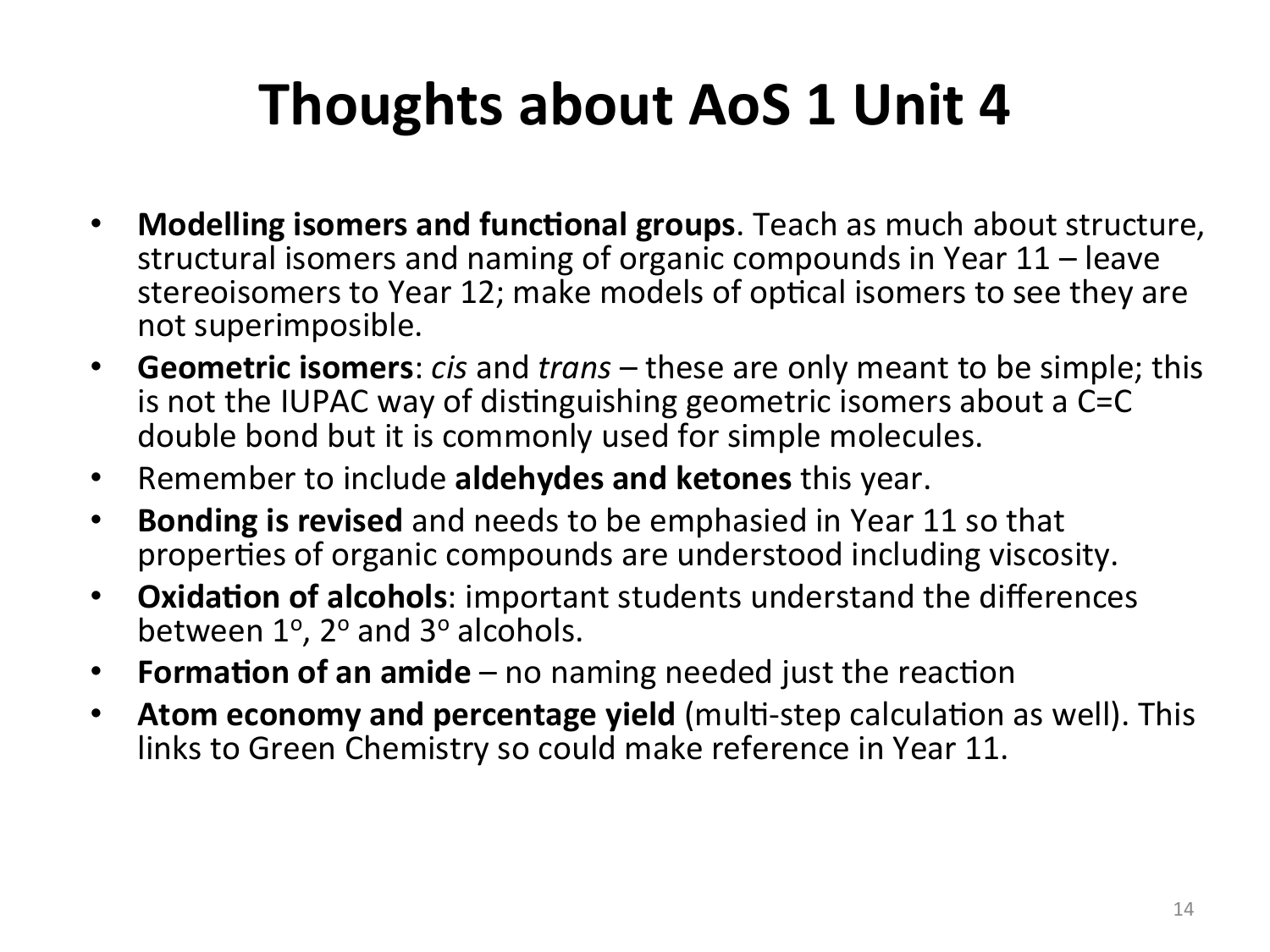# Thoughts about AoS 1 Unit 4

- **Modelling isomers and functional groups**. Teach as much about structure, structural isomers and naming of organic compounds in Year 11 – leave stereoisomers to Year 12; make models of optical isomers to see they are not superimposible.
- **Geometric isomers**: *cis* and *trans* – these are only meant to be simple; this is not the IUPAC way of distinguishing geometric isomers about a C=C double bond but it is commonly used for simple molecules.
- Remember to include **aldehydes and ketones** this year.
- **Bonding is revised** and needs to be emphasied in Year 11 so that properties of organic compounds are understood including viscosity.
- **Oxidation of alcohols**: important students understand the differences between $1^o$, $2^o$ and $3^o$ alcohols.
- **Formation of an amide** – no naming needed just the reaction
- **Atom economy and percentage yield** (multi-step calculation as well). This links to Green Chemistry so could make reference in Year 11.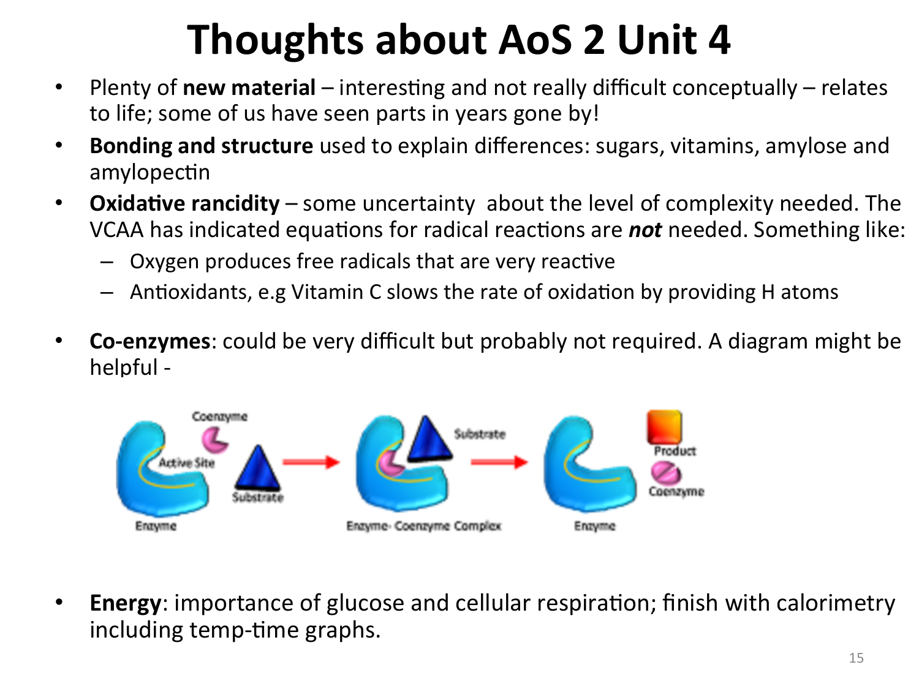# Thoughts about AoS 2 Unit 4

- Plenty of **new material** – interesting and not really difficult conceptually – relates to life; some of us have seen parts in years gone by!
- **Bonding and structure** used to explain differences: sugars, vitamins, amylose and amylopectin
- **Oxidative rancidity** – some uncertainty about the level of complexity needed. The VCAA has indicated equations for radical reactions are ***not*** needed. Something like:
  - Oxygen produces free radicals that are very reactive
  - Antioxidants, e.g Vitamin C slows the rate of oxidation by providing H atoms
- **Co-enzymes**: could be very difficult but probably not required. A diagram might be helpful -

- **Energy**: importance of glucose and cellular respiration; finish with calorimetry including temp-time graphs.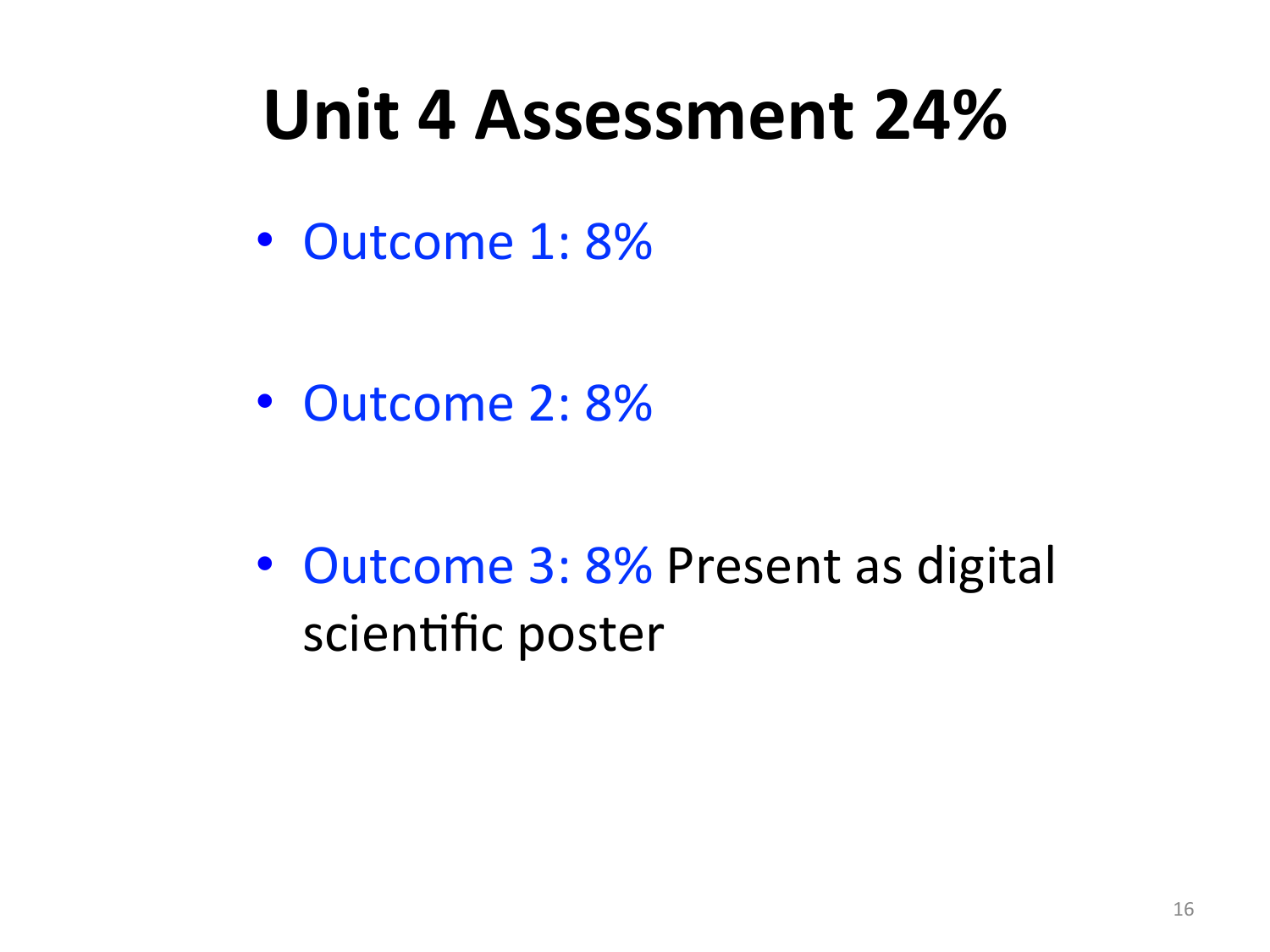# Unit 4 Assessment 24%

- Outcome 1: 8%
- Outcome 2: 8%
- Outcome 3: 8% Present as digital scientific poster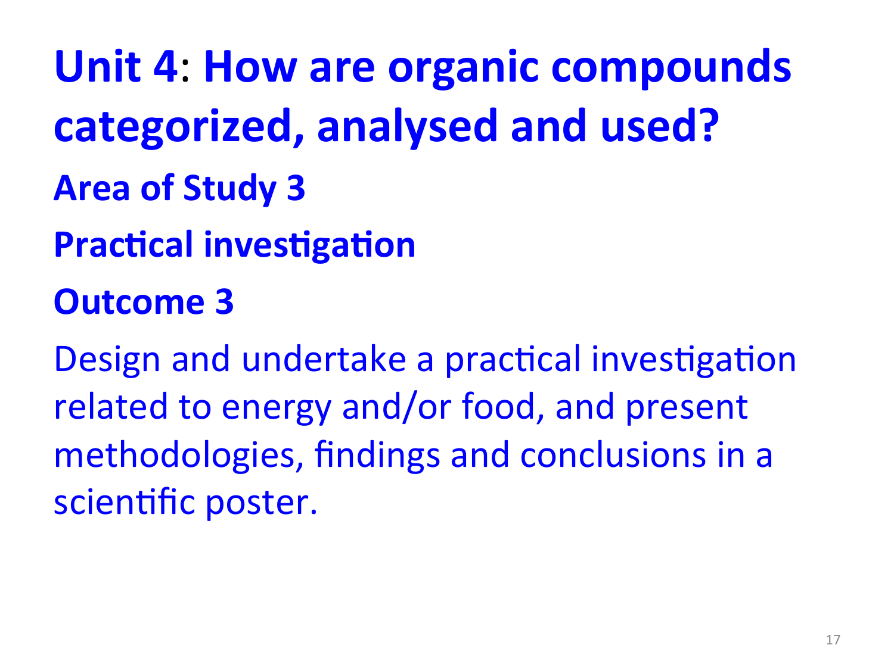# Unit 4: How are organic compounds categorized, analysed and used?

## Area of Study 3

## Practical investigation

## Outcome 3

Design and undertake a practical investigation related to energy and/or food, and present methodologies, findings and conclusions in a scientific poster.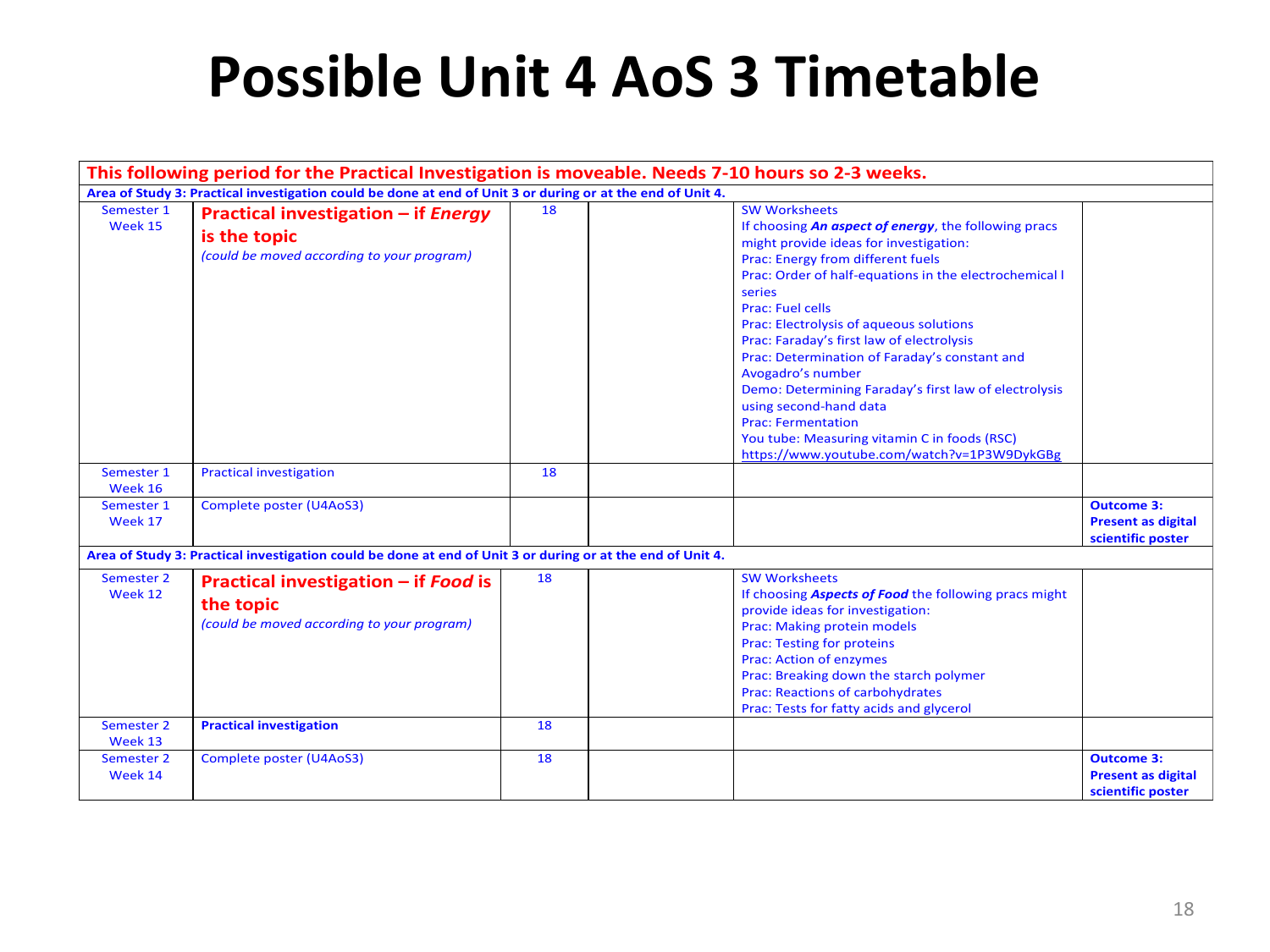# Possible Unit 4 AoS 3 Timetable

| **This following period for the Practical Investigation is moveable. Needs 7-10 hours so 2-3 weeks.** | | | | | |
|---|---|---|---|---|---|
| **Area of Study 3: Practical investigation could be done at end of Unit 3 or during or at the end of Unit 4.** | | | | | |
| Semester 1 Week 15 | **Practical investigation – if *Energy* is the topic** *(could be moved according to your program)* | 18 | | SW Worksheets<br>If choosing ***An aspect of energy***, the following pracs might provide ideas for investigation:<br>Prac: Energy from different fuels<br>Prac: Order of half-equations in the electrochemical l series<br>Prac: Fuel cells<br>Prac: Electrolysis of aqueous solutions<br>Prac: Faraday's first law of electrolysis<br>Prac: Determination of Faraday's constant and Avogadro's number<br>Demo: Determining Faraday's first law of electrolysis using second-hand data<br>Prac: Fermentation<br>You tube: Measuring vitamin C in foods (RSC)<br>https://www.youtube.com/watch?v=1P3W9DykGBg | |
| Semester 1 Week 16 | Practical investigation | 18 | | | |
| Semester 1 Week 17 | Complete poster (U4AoS3) | | | | **Outcome 3: Present as digital scientific poster** |
| **Area of Study 3: Practical investigation could be done at end of Unit 3 or during or at the end of Unit 4.** | | | | | |
| Semester 2 Week 12 | **Practical investigation – if *Food* is the topic** *(could be moved according to your program)* | 18 | | SW Worksheets<br>If choosing ***Aspects of Food*** the following pracs might provide ideas for investigation:<br>Prac: Making protein models<br>Prac: Testing for proteins<br>Prac: Action of enzymes<br>Prac: Breaking down the starch polymer<br>Prac: Reactions of carbohydrates<br>Prac: Tests for fatty acids and glycerol | |
| Semester 2 Week 13 | **Practical investigation** | 18 | | | |
| Semester 2 Week 14 | Complete poster (U4AoS3) | 18 | | | **Outcome 3: Present as digital scientific poster** |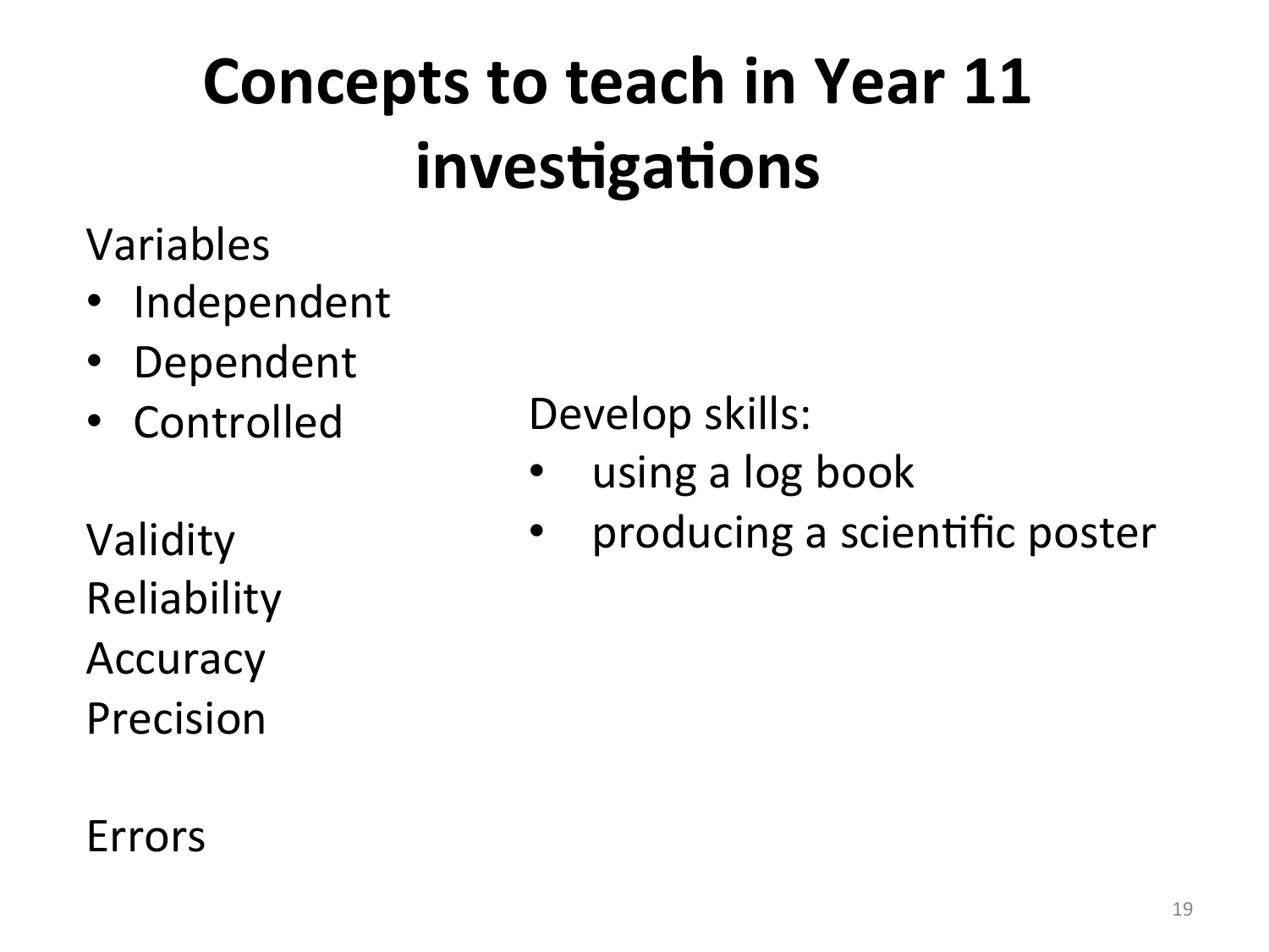# Concepts to teach in Year 11 investigations

Variables

- Independent
- Dependent
- Controlled

Validity

Reliability

Accuracy

Precision

Errors

Develop skills:

- using a log book
- producing a scientific poster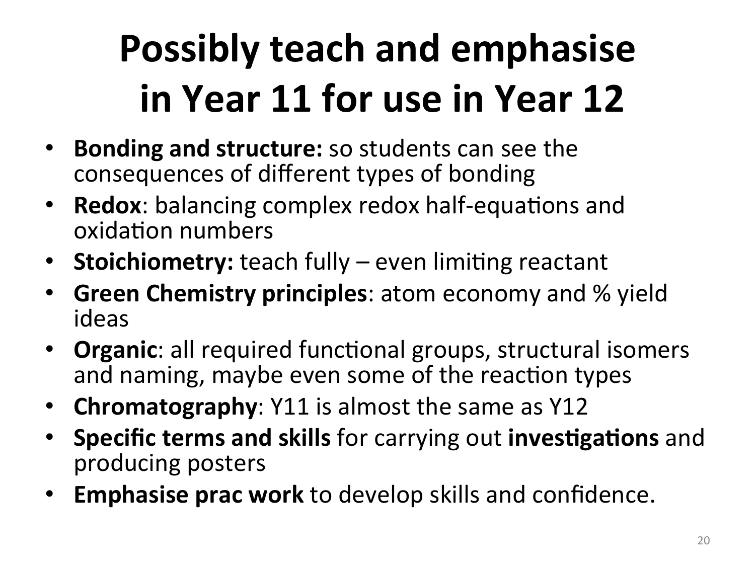# Possibly teach and emphasise in Year 11 for use in Year 12

- **Bonding and structure:** so students can see the consequences of different types of bonding
- **Redox**: balancing complex redox half-equations and oxidation numbers
- **Stoichiometry:** teach fully – even limiting reactant
- **Green Chemistry principles**: atom economy and % yield ideas
- **Organic**: all required functional groups, structural isomers and naming, maybe even some of the reaction types
- **Chromatography**: Y11 is almost the same as Y12
- **Specific terms and skills** for carrying out **investigations** and producing posters
- **Emphasise prac work** to develop skills and confidence.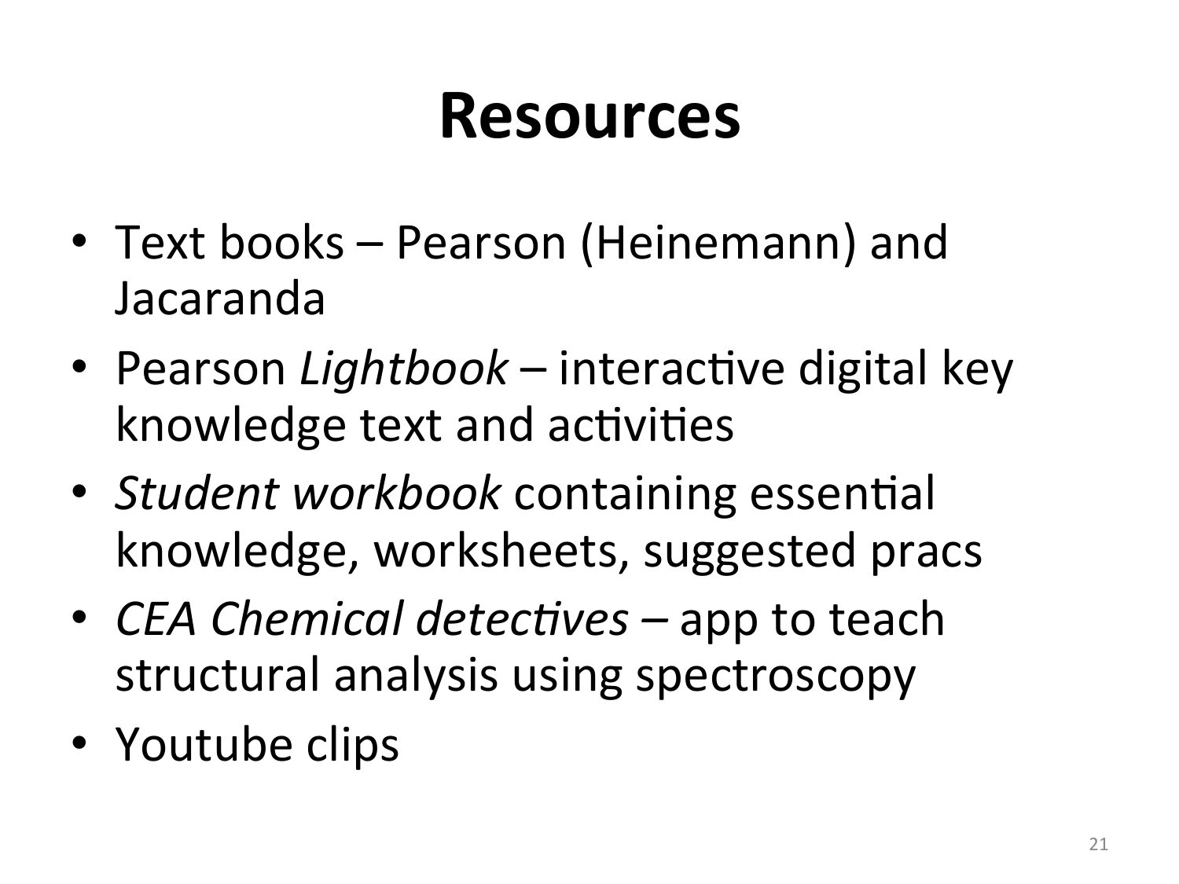# Resources

- Text books – Pearson (Heinemann) and Jacaranda
- Pearson *Lightbook* – interactive digital key knowledge text and activities
- *Student workbook* containing essential knowledge, worksheets, suggested pracs
- *CEA Chemical detectives* – app to teach structural analysis using spectroscopy
- Youtube clips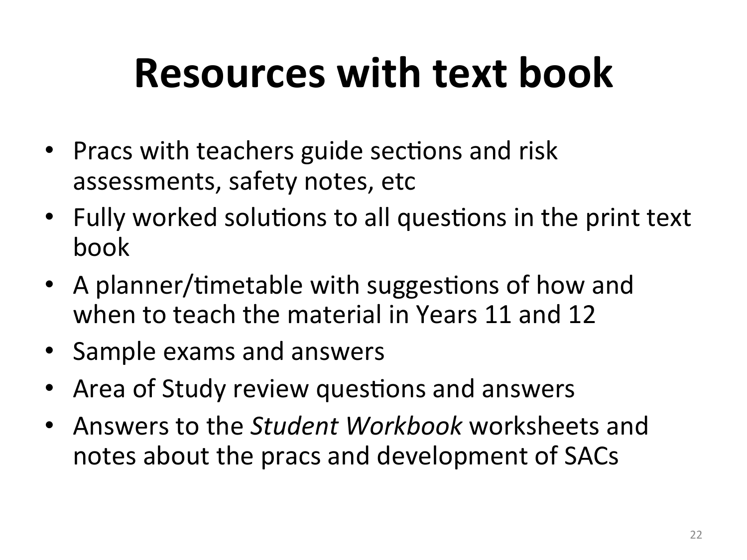# Resources with text book

- Pracs with teachers guide sections and risk assessments, safety notes, etc
- Fully worked solutions to all questions in the print text book
- A planner/timetable with suggestions of how and when to teach the material in Years 11 and 12
- Sample exams and answers
- Area of Study review questions and answers
- Answers to the *Student Workbook* worksheets and notes about the pracs and development of SACs